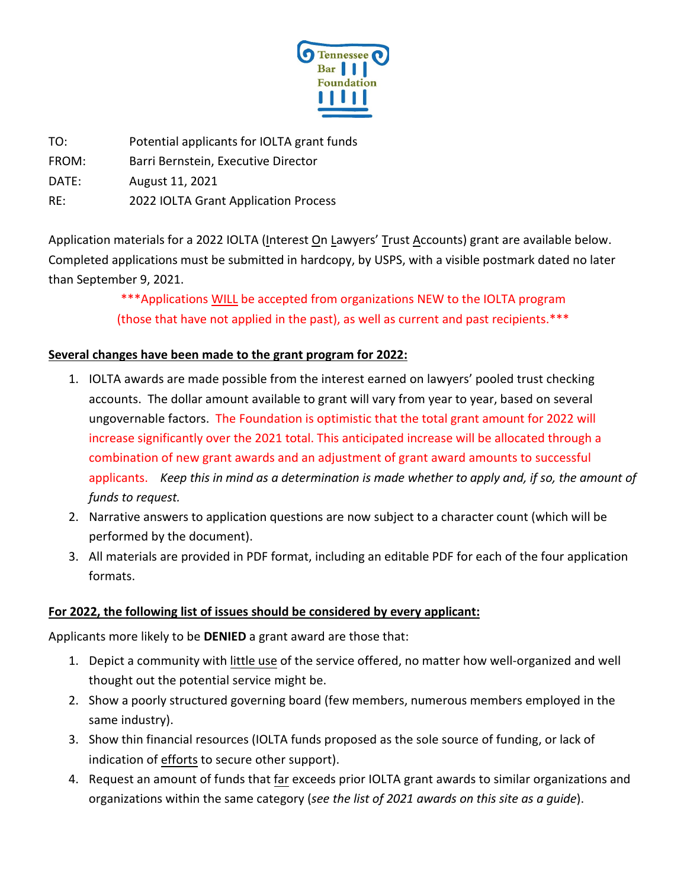Tennessee Bar Foundation

TO: Potential applicants for IOLTA grant funds

FROM: Barri Bernstein, Executive Director

DATE: August 11, 2021

RE: 2022 IOLTA Grant Application Process

Application materials for a 2022 IOLTA (Interest On Lawyers' Trust Accounts) grant are available below. Completed applications must be submitted in hardcopy, by USPS, with a visible postmark dated no later than September 9, 2021.

***Applications WILL be accepted from organizations NEW to the IOLTA program (those that have not applied in the past), as well as current and past recipients.***

**Several changes have been made to the grant program for 2022:**

1. IOLTA awards are made possible from the interest earned on lawyers' pooled trust checking accounts. The dollar amount available to grant will vary from year to year, based on several ungovernable factors. The Foundation is optimistic that the total grant amount for 2022 will increase significantly over the 2021 total. This anticipated increase will be allocated through a combination of new grant awards and an adjustment of grant award amounts to successful applicants. *Keep this in mind as a determination is made whether to apply and, if so, the amount of funds to request.*
2. Narrative answers to application questions are now subject to a character count (which will be performed by the document).
3. All materials are provided in PDF format, including an editable PDF for each of the four application formats.

**For 2022, the following list of issues should be considered by every applicant:**

Applicants more likely to be **DENIED** a grant award are those that:

1. Depict a community with little use of the service offered, no matter how well-organized and well thought out the potential service might be.
2. Show a poorly structured governing board (few members, numerous members employed in the same industry).
3. Show thin financial resources (IOLTA funds proposed as the sole source of funding, or lack of indication of efforts to secure other support).
4. Request an amount of funds that far exceeds prior IOLTA grant awards to similar organizations and organizations within the same category (*see the list of 2021 awards on this site as a guide*).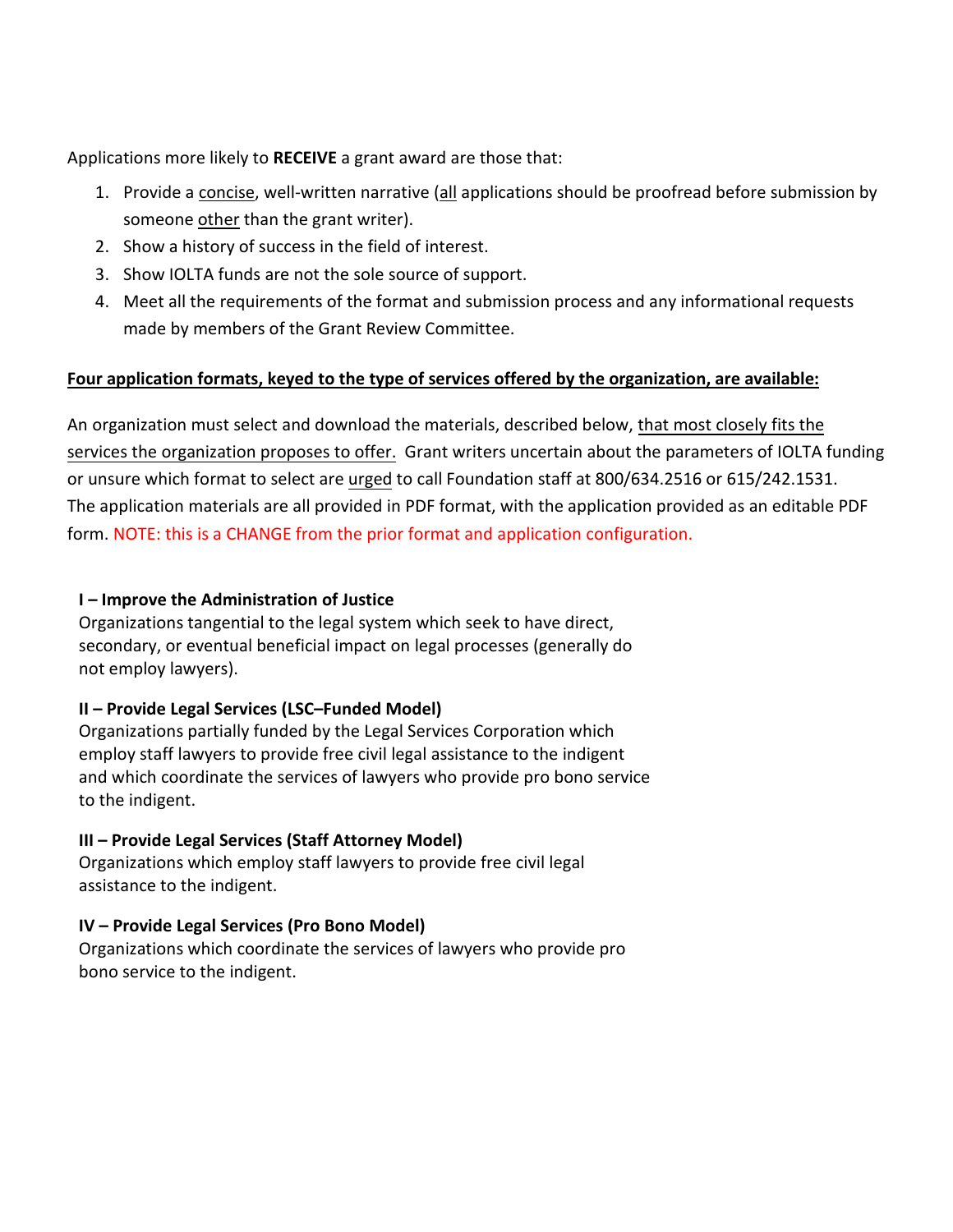Applications more likely to **RECEIVE** a grant award are those that:

1. Provide a concise, well-written narrative (all applications should be proofread before submission by someone other than the grant writer).
2. Show a history of success in the field of interest.
3. Show IOLTA funds are not the sole source of support.
4. Meet all the requirements of the format and submission process and any informational requests made by members of the Grant Review Committee.

**Four application formats, keyed to the type of services offered by the organization, are available:**

An organization must select and download the materials, described below, that most closely fits the services the organization proposes to offer. Grant writers uncertain about the parameters of IOLTA funding or unsure which format to select are urged to call Foundation staff at 800/634.2516 or 615/242.1531. The application materials are all provided in PDF format, with the application provided as an editable PDF form. NOTE: this is a CHANGE from the prior format and application configuration.

**I – Improve the Administration of Justice**
Organizations tangential to the legal system which seek to have direct, secondary, or eventual beneficial impact on legal processes (generally do not employ lawyers).

**II – Provide Legal Services (LSC–Funded Model)**
Organizations partially funded by the Legal Services Corporation which employ staff lawyers to provide free civil legal assistance to the indigent and which coordinate the services of lawyers who provide pro bono service to the indigent.

**III – Provide Legal Services (Staff Attorney Model)**
Organizations which employ staff lawyers to provide free civil legal assistance to the indigent.

**IV – Provide Legal Services (Pro Bono Model)**
Organizations which coordinate the services of lawyers who provide pro bono service to the indigent.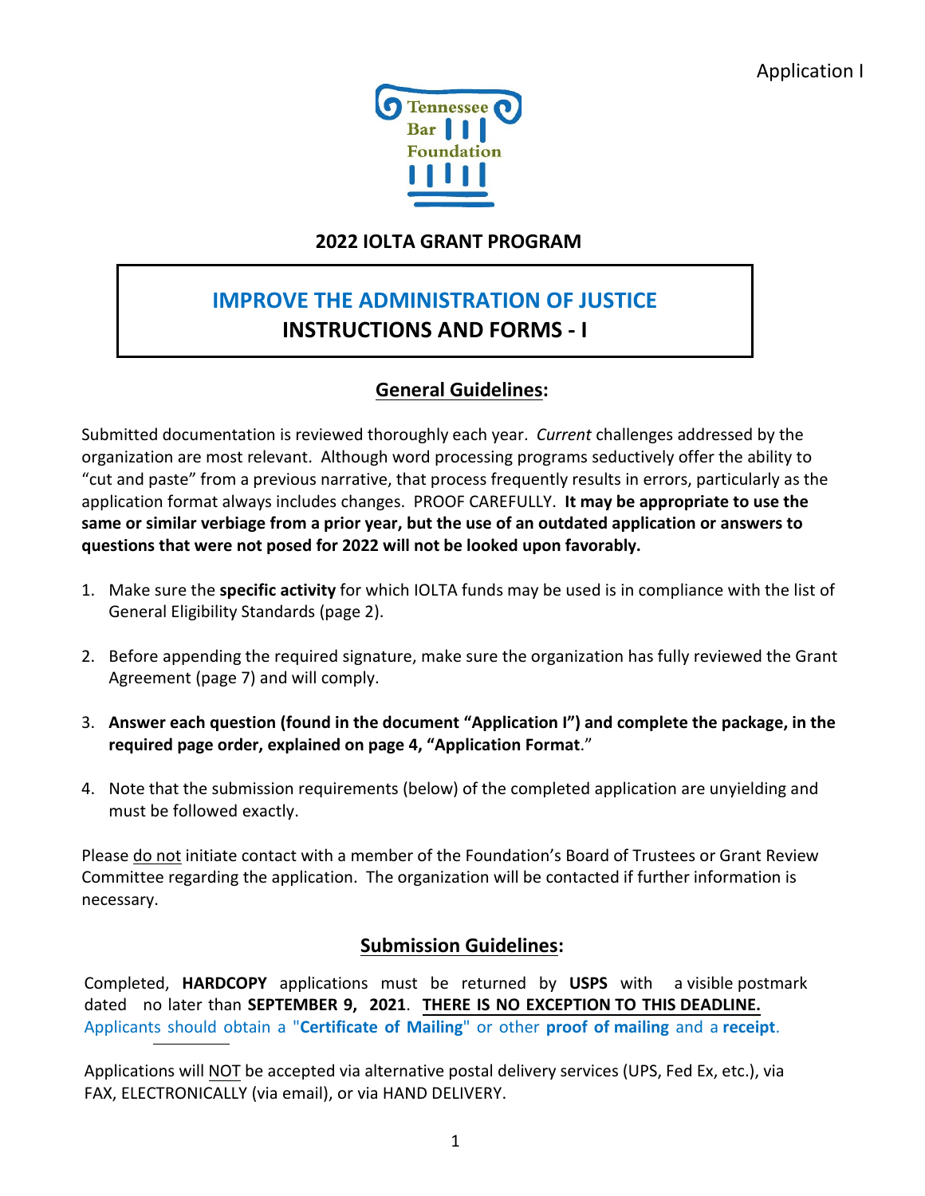Application I

Tennessee Bar Foundation

**2022 IOLTA GRANT PROGRAM**

## IMPROVE THE ADMINISTRATION OF JUSTICE
## INSTRUCTIONS AND FORMS - I

### General Guidelines:

Submitted documentation is reviewed thoroughly each year. *Current* challenges addressed by the organization are most relevant. Although word processing programs seductively offer the ability to "cut and paste" from a previous narrative, that process frequently results in errors, particularly as the application format always includes changes. PROOF CAREFULLY. **It may be appropriate to use the same or similar verbiage from a prior year, but the use of an outdated application or answers to questions that were not posed for 2022 will not be looked upon favorably.**

1. Make sure the **specific activity** for which IOLTA funds may be used is in compliance with the list of General Eligibility Standards (page 2).

2. Before appending the required signature, make sure the organization has fully reviewed the Grant Agreement (page 7) and will comply.

3. **Answer each question (found in the document "Application I") and complete the package, in the required page order, explained on page 4, "Application Format**."

4. Note that the submission requirements (below) of the completed application are unyielding and must be followed exactly.

Please do not initiate contact with a member of the Foundation's Board of Trustees or Grant Review Committee regarding the application. The organization will be contacted if further information is necessary.

### Submission Guidelines:

Completed, **HARDCOPY** applications must be returned by **USPS** with a visible postmark dated no later than **SEPTEMBER 9, 2021**. **THERE IS NO EXCEPTION TO THIS DEADLINE.** Applicants should obtain a "**Certificate of Mailing**" or other **proof of mailing** and a **receipt**.

Applications will NOT be accepted via alternative postal delivery services (UPS, Fed Ex, etc.), via FAX, ELECTRONICALLY (via email), or via HAND DELIVERY.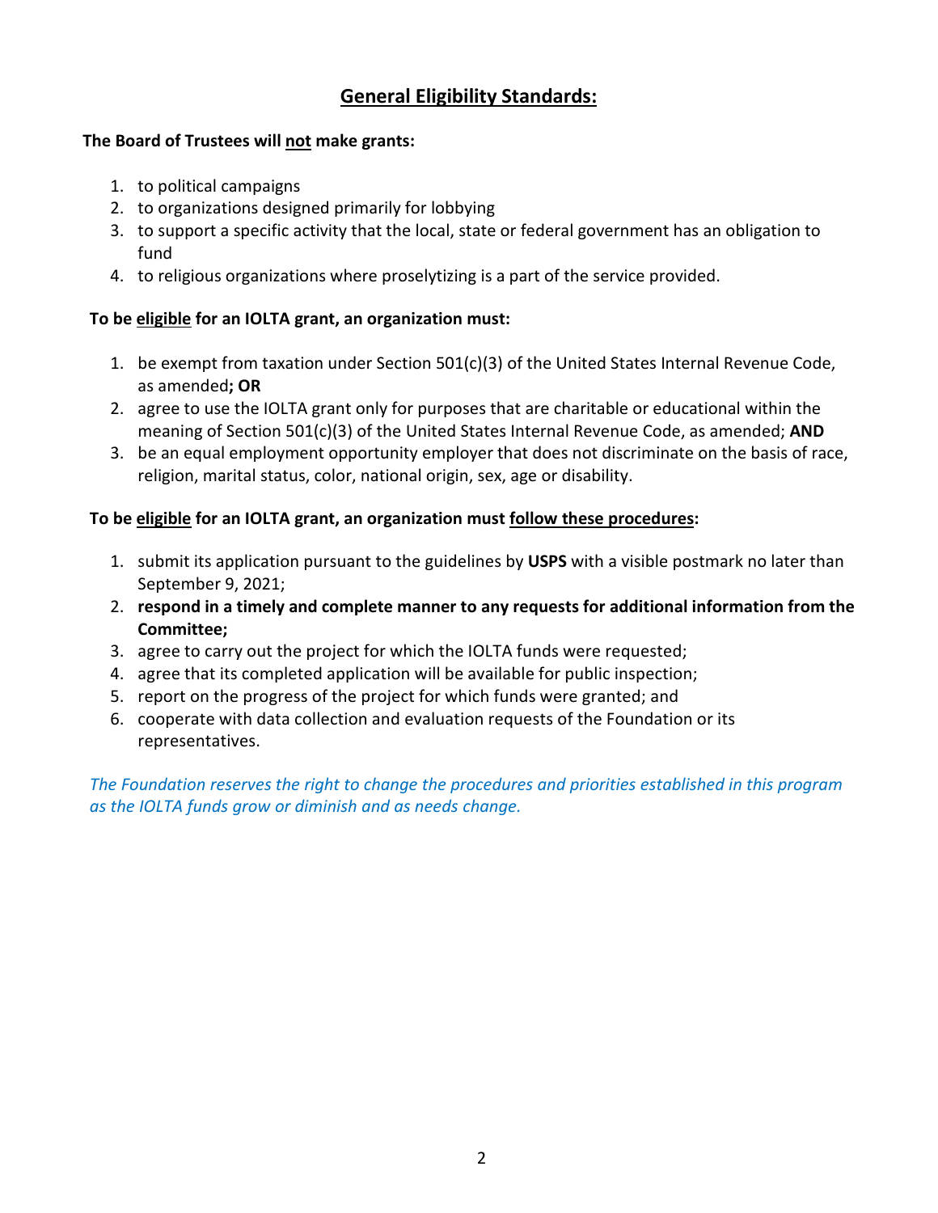## General Eligibility Standards:

**The Board of Trustees will not make grants:**

1. to political campaigns
2. to organizations designed primarily for lobbying
3. to support a specific activity that the local, state or federal government has an obligation to fund
4. to religious organizations where proselytizing is a part of the service provided.

**To be eligible for an IOLTA grant, an organization must:**

1. be exempt from taxation under Section 501(c)(3) of the United States Internal Revenue Code, as amended**; OR**
2. agree to use the IOLTA grant only for purposes that are charitable or educational within the meaning of Section 501(c)(3) of the United States Internal Revenue Code, as amended; **AND**
3. be an equal employment opportunity employer that does not discriminate on the basis of race, religion, marital status, color, national origin, sex, age or disability.

**To be eligible for an IOLTA grant, an organization must follow these procedures:**

1. submit its application pursuant to the guidelines by **USPS** with a visible postmark no later than September 9, 2021;
2. **respond in a timely and complete manner to any requests for additional information from the Committee;**
3. agree to carry out the project for which the IOLTA funds were requested;
4. agree that its completed application will be available for public inspection;
5. report on the progress of the project for which funds were granted; and
6. cooperate with data collection and evaluation requests of the Foundation or its representatives.

*The Foundation reserves the right to change the procedures and priorities established in this program as the IOLTA funds grow or diminish and as needs change.*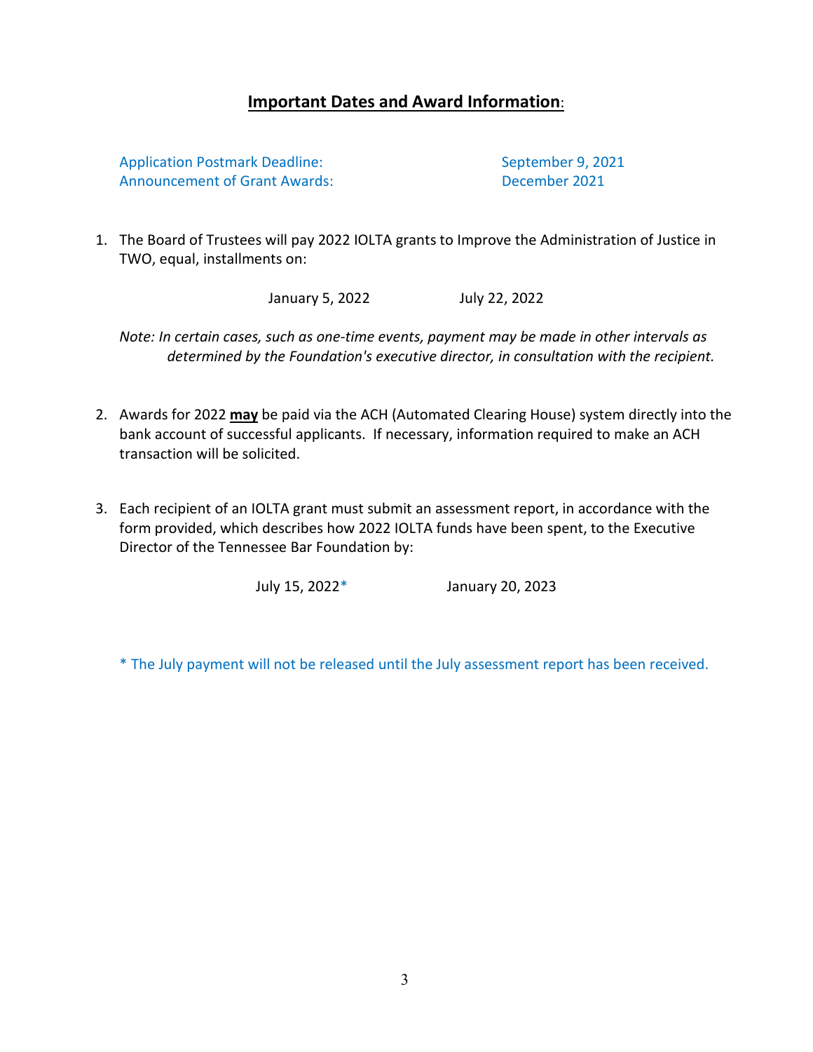## **Important Dates and Award Information**:

Application Postmark Deadline: September 9, 2021
Announcement of Grant Awards: December 2021

1. The Board of Trustees will pay 2022 IOLTA grants to Improve the Administration of Justice in TWO, equal, installments on:

   January 5, 2022 July 22, 2022

   *Note: In certain cases, such as one-time events, payment may be made in other intervals as determined by the Foundation's executive director, in consultation with the recipient.*

2. Awards for 2022 **may** be paid via the ACH (Automated Clearing House) system directly into the bank account of successful applicants. If necessary, information required to make an ACH transaction will be solicited.

3. Each recipient of an IOLTA grant must submit an assessment report, in accordance with the form provided, which describes how 2022 IOLTA funds have been spent, to the Executive Director of the Tennessee Bar Foundation by:

   July 15, 2022* January 20, 2023

\* The July payment will not be released until the July assessment report has been received.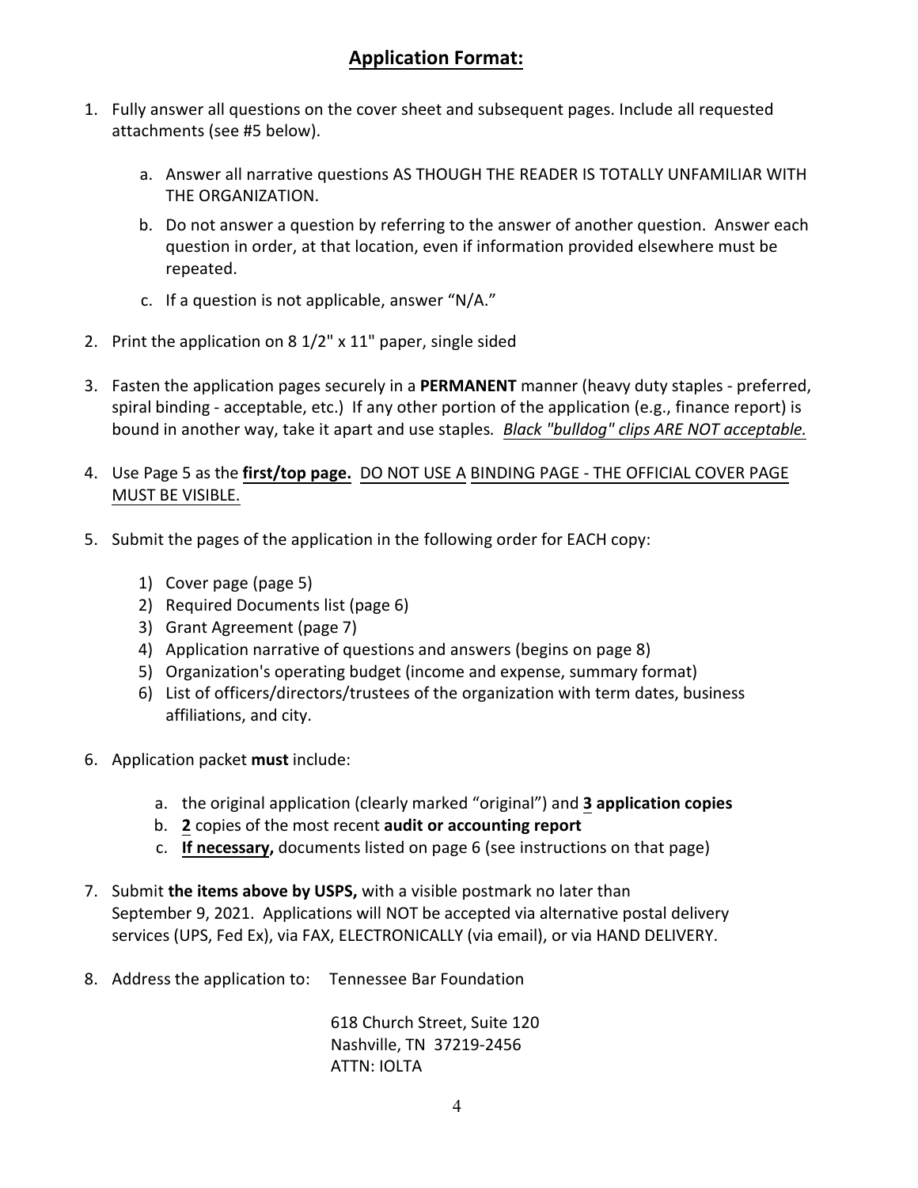## **Application Format:**

1. Fully answer all questions on the cover sheet and subsequent pages. Include all requested attachments (see #5 below).

    a. Answer all narrative questions AS THOUGH THE READER IS TOTALLY UNFAMILIAR WITH THE ORGANIZATION.

    b. Do not answer a question by referring to the answer of another question. Answer each question in order, at that location, even if information provided elsewhere must be repeated.

    c. If a question is not applicable, answer "N/A."

2. Print the application on 8 1/2" x 11" paper, single sided

3. Fasten the application pages securely in a **PERMANENT** manner (heavy duty staples - preferred, spiral binding - acceptable, etc.) If any other portion of the application (e.g., finance report) is bound in another way, take it apart and use staples. *Black "bulldog" clips ARE NOT acceptable.*

4. Use Page 5 as the **first/top page.** DO NOT USE A BINDING PAGE - THE OFFICIAL COVER PAGE MUST BE VISIBLE.

5. Submit the pages of the application in the following order for EACH copy:

    1) Cover page (page 5)
    2) Required Documents list (page 6)
    3) Grant Agreement (page 7)
    4) Application narrative of questions and answers (begins on page 8)
    5) Organization's operating budget (income and expense, summary format)
    6) List of officers/directors/trustees of the organization with term dates, business affiliations, and city.

6. Application packet **must** include:

    a. the original application (clearly marked "original") and **3 application copies**

    b. **2** copies of the most recent **audit or accounting report**

    c. **If necessary,** documents listed on page 6 (see instructions on that page)

7. Submit **the items above by USPS,** with a visible postmark no later than September 9, 2021. Applications will NOT be accepted via alternative postal delivery services (UPS, Fed Ex), via FAX, ELECTRONICALLY (via email), or via HAND DELIVERY.

8. Address the application to: Tennessee Bar Foundation

    618 Church Street, Suite 120
    Nashville, TN 37219-2456
    ATTN: IOLTA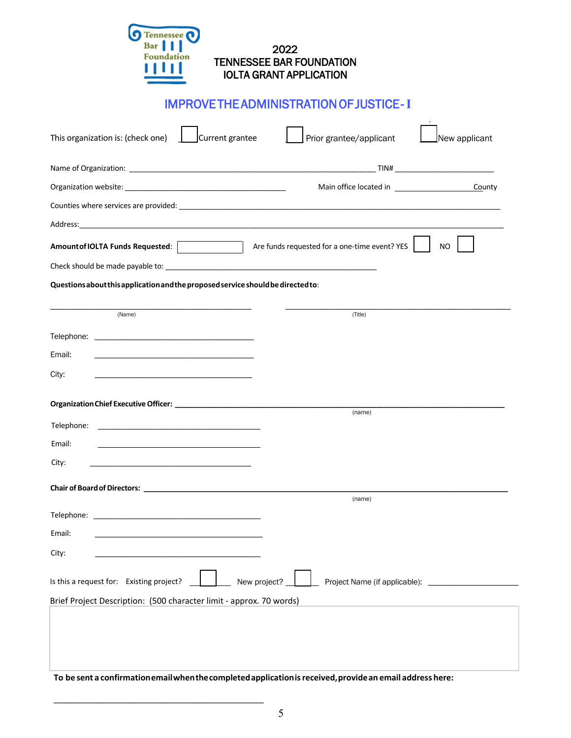# 2022
# TENNESSEE BAR FOUNDATION
# IOLTA GRANT APPLICATION

## IMPROVE THE ADMINISTRATION OF JUSTICE - I

This organization is: (check one) ☐ Current grantee ☐ Prior grantee/applicant ☐ New applicant

Name of Organization: ______________________________ TIN# ______________

Organization website: ______________________ Main office located in ____________ County

Counties where services are provided: ______________________________________________

Address: ______________________________________________________________________

**Amount of IOLTA Funds Requested**: ☐ Are funds requested for a one-time event? YES ☐ NO ☐

Check should be made payable to: ______________________________

**Questions about this application and the proposed service should be directed to**:

______________________________ (Name) ______________________________ (Title)

Telephone: ______________________

Email: ______________________

City: ______________________

**Organization Chief Executive Officer**: ______________________________ (name)

Telephone: ______________________

Email: ______________________

City: ______________________

**Chair of Board of Directors**: ______________________________ (name)

Telephone: ______________________

Email: ______________________

City: ______________________

Is this a request for: Existing project? ☐ New project? ☐ Project Name (if applicable): ______________

Brief Project Description: (500 character limit - approx. 70 words)

**To be sent a confirmation email when the completed application is received, provide an email address here:**

______________________________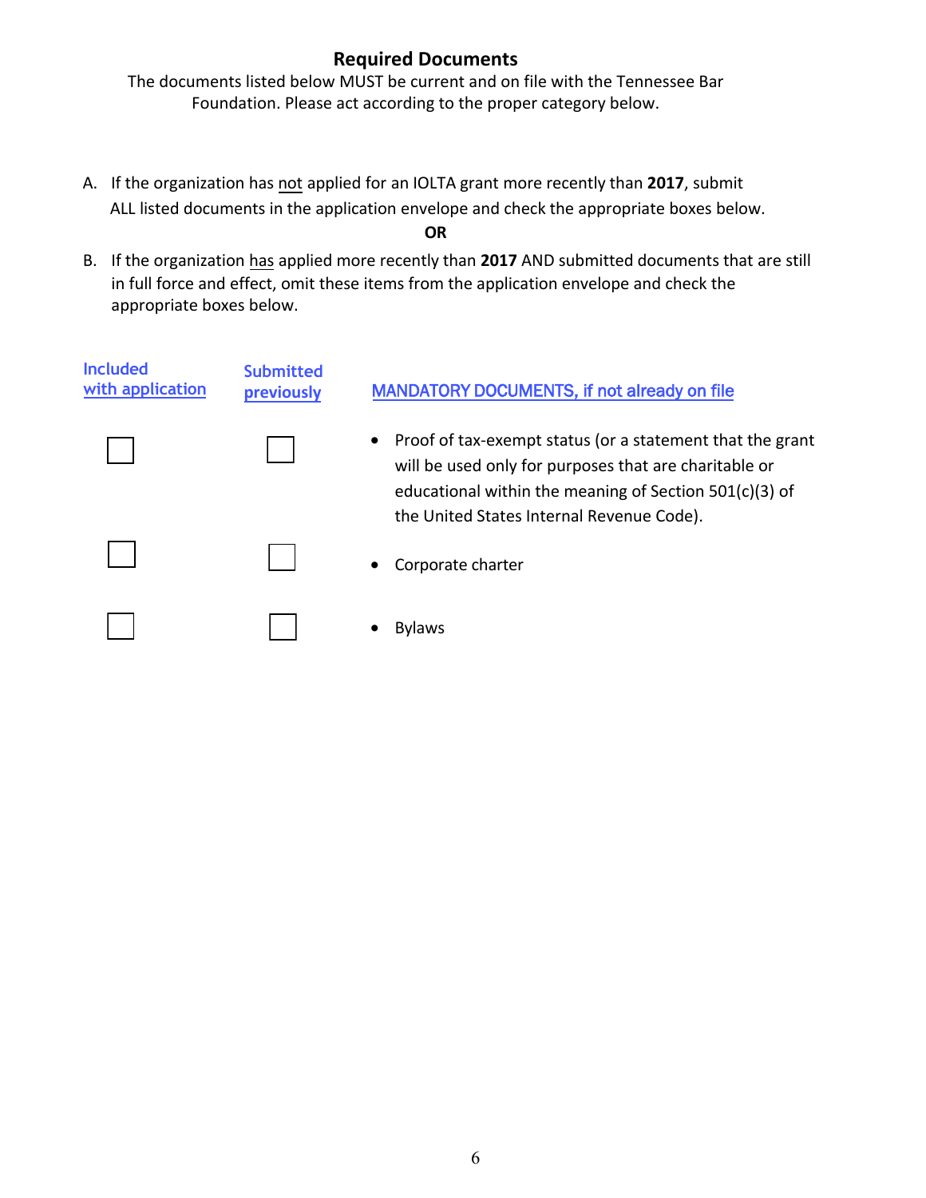## Required Documents

The documents listed below MUST be current and on file with the Tennessee Bar Foundation. Please act according to the proper category below.

A. If the organization has not applied for an IOLTA grant more recently than **2017**, submit ALL listed documents in the application envelope and check the appropriate boxes below.

**OR**

B. If the organization has applied more recently than **2017** AND submitted documents that are still in full force and effect, omit these items from the application envelope and check the appropriate boxes below.

| Included with application | Submitted previously | MANDATORY DOCUMENTS, if not already on file |
|---|---|---|
| ☐ | ☐ | • Proof of tax-exempt status (or a statement that the grant will be used only for purposes that are charitable or educational within the meaning of Section 501(c)(3) of the United States Internal Revenue Code). |
| ☐ | ☐ | • Corporate charter |
| ☐ | ☐ | • Bylaws |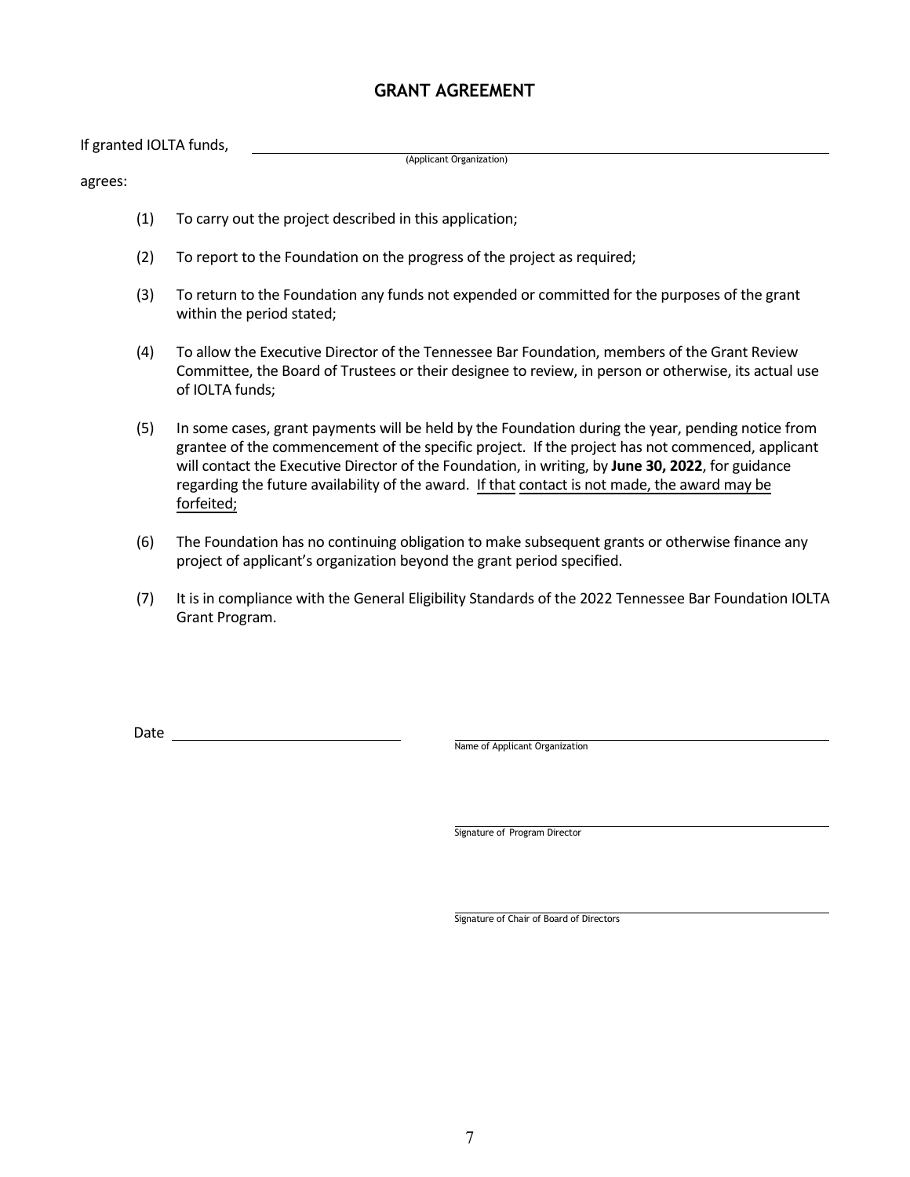# GRANT AGREEMENT

If granted IOLTA funds, ______________________________________________
(Applicant Organization)

agrees:

(1) To carry out the project described in this application;

(2) To report to the Foundation on the progress of the project as required;

(3) To return to the Foundation any funds not expended or committed for the purposes of the grant within the period stated;

(4) To allow the Executive Director of the Tennessee Bar Foundation, members of the Grant Review Committee, the Board of Trustees or their designee to review, in person or otherwise, its actual use of IOLTA funds;

(5) In some cases, grant payments will be held by the Foundation during the year, pending notice from grantee of the commencement of the specific project. If the project has not commenced, applicant will contact the Executive Director of the Foundation, in writing, by **June 30, 2022**, for guidance regarding the future availability of the award. <u>If that contact is not made, the award may be forfeited;</u>

(6) The Foundation has no continuing obligation to make subsequent grants or otherwise finance any project of applicant's organization beyond the grant period specified.

(7) It is in compliance with the General Eligibility Standards of the 2022 Tennessee Bar Foundation IOLTA Grant Program.

Date ______________________________

______________________________________________
Name of Applicant Organization

______________________________________________
Signature of Program Director

______________________________________________
Signature of Chair of Board of Directors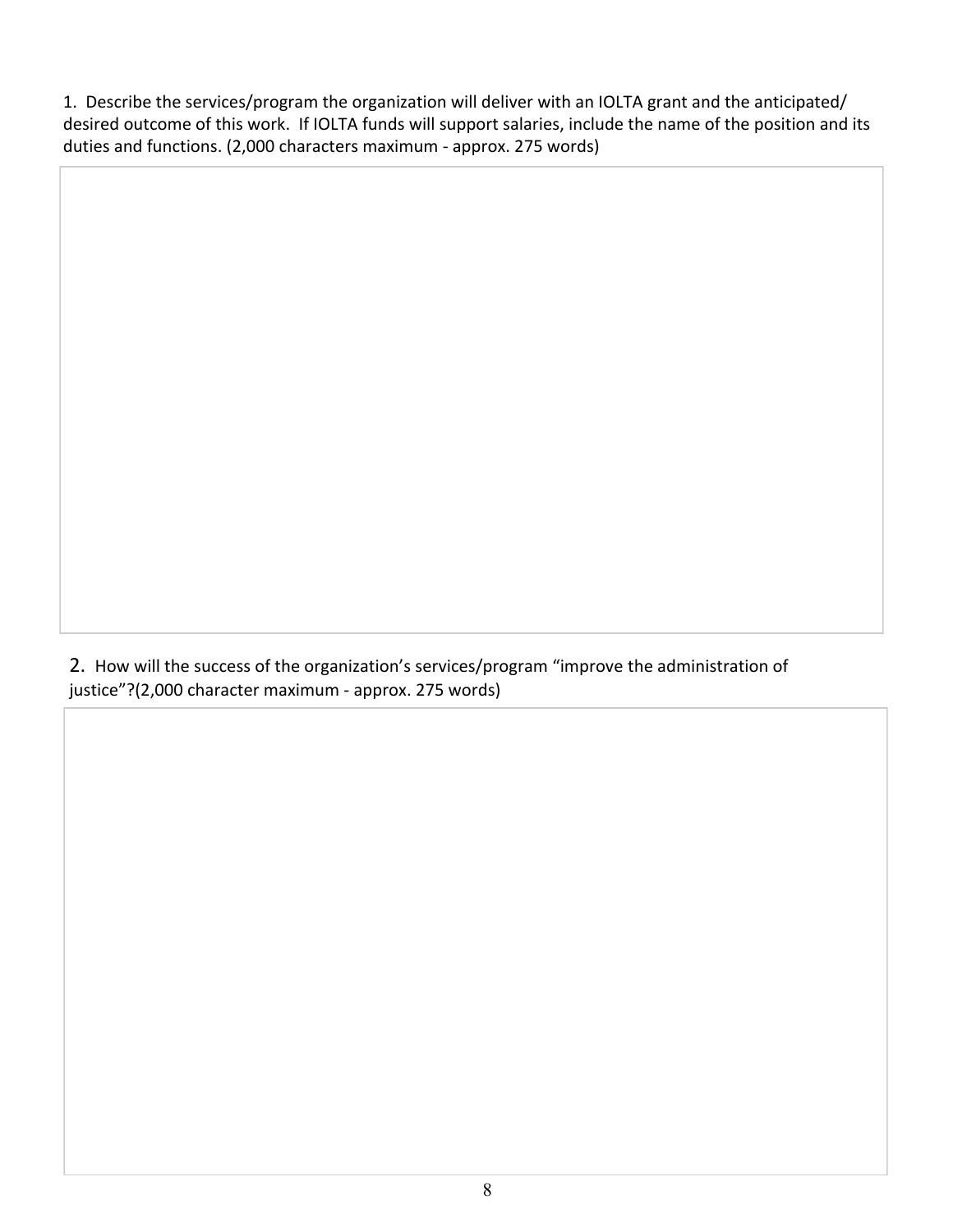1. Describe the services/program the organization will deliver with an IOLTA grant and the anticipated/ desired outcome of this work. If IOLTA funds will support salaries, include the name of the position and its duties and functions. (2,000 characters maximum - approx. 275 words)

2. How will the success of the organization's services/program "improve the administration of justice"?(2,000 character maximum - approx. 275 words)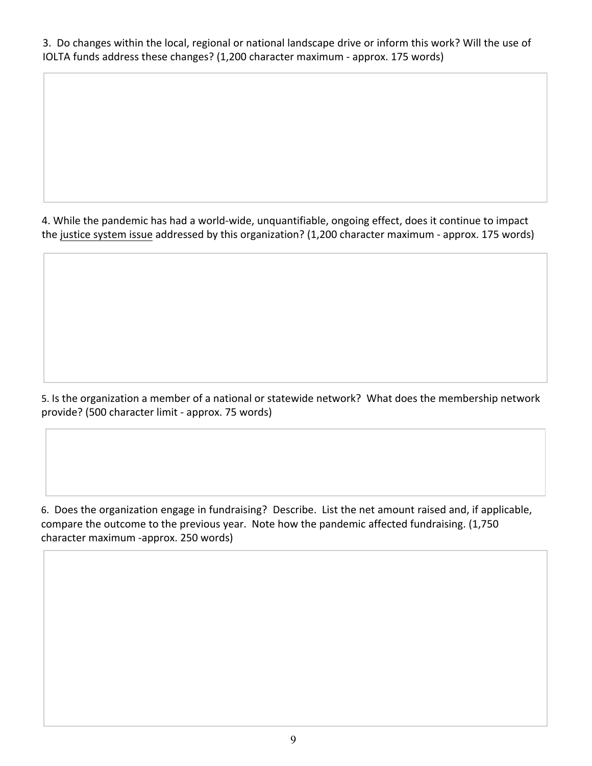3. Do changes within the local, regional or national landscape drive or inform this work? Will the use of IOLTA funds address these changes? (1,200 character maximum - approx. 175 words)

4. While the pandemic has had a world-wide, unquantifiable, ongoing effect, does it continue to impact the justice system issue addressed by this organization? (1,200 character maximum - approx. 175 words)

5. Is the organization a member of a national or statewide network? What does the membership network provide? (500 character limit - approx. 75 words)

6. Does the organization engage in fundraising? Describe. List the net amount raised and, if applicable, compare the outcome to the previous year. Note how the pandemic affected fundraising. (1,750 character maximum -approx. 250 words)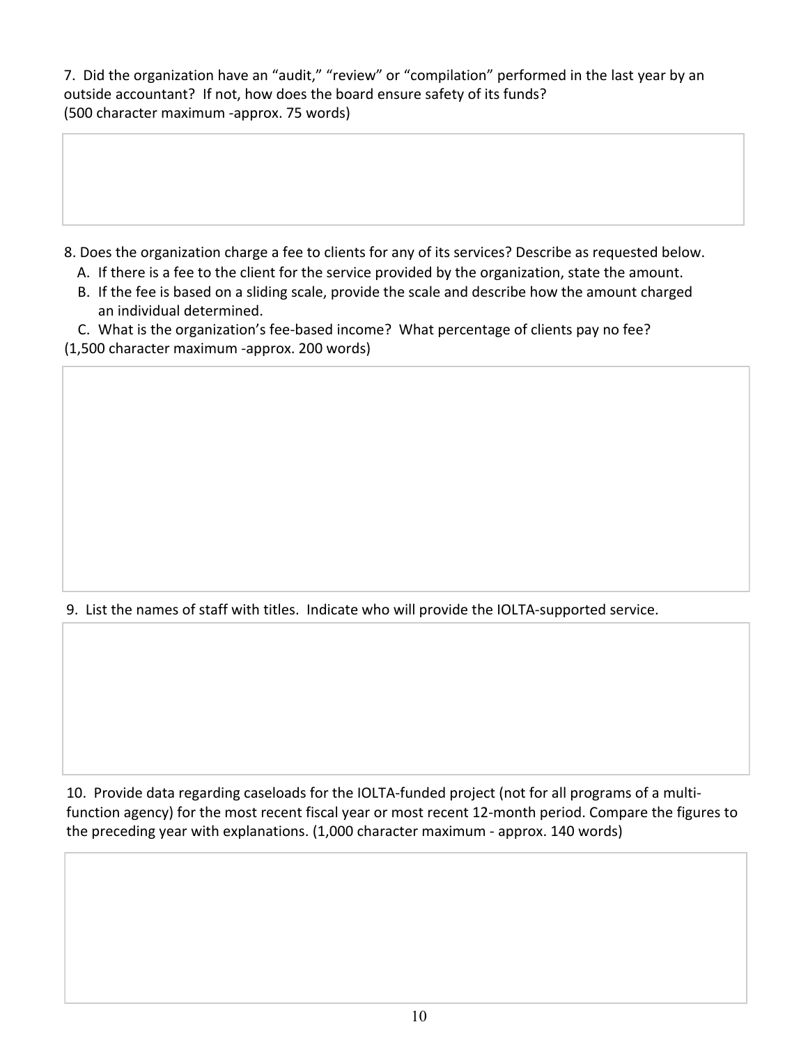7. Did the organization have an "audit," "review" or "compilation" performed in the last year by an outside accountant? If not, how does the board ensure safety of its funds?
(500 character maximum -approx. 75 words)

8. Does the organization charge a fee to clients for any of its services? Describe as requested below.

A. If there is a fee to the client for the service provided by the organization, state the amount.

B. If the fee is based on a sliding scale, provide the scale and describe how the amount charged an individual determined.

C. What is the organization's fee-based income? What percentage of clients pay no fee?

(1,500 character maximum -approx. 200 words)

9. List the names of staff with titles. Indicate who will provide the IOLTA-supported service.

10. Provide data regarding caseloads for the IOLTA-funded project (not for all programs of a multi-function agency) for the most recent fiscal year or most recent 12-month period. Compare the figures to the preceding year with explanations. (1,000 character maximum - approx. 140 words)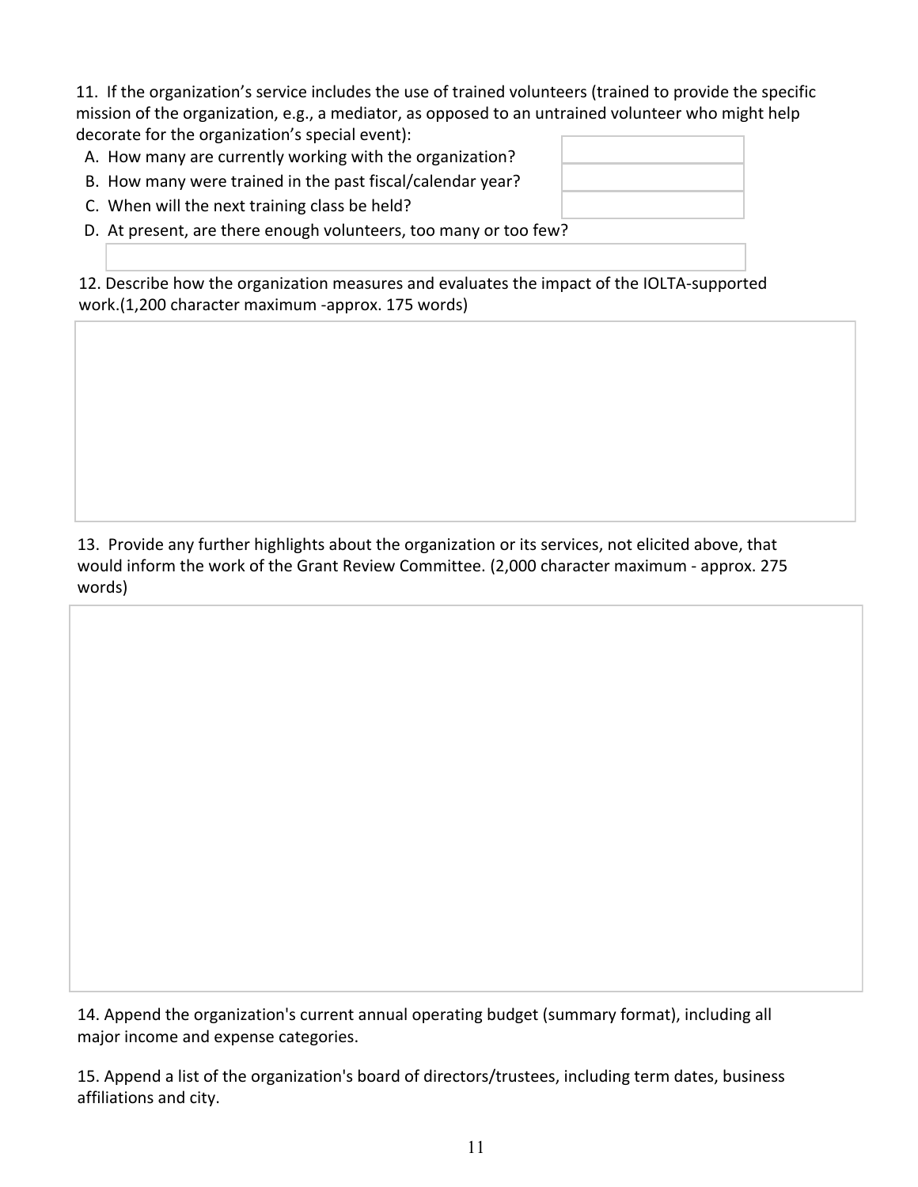11. If the organization's service includes the use of trained volunteers (trained to provide the specific mission of the organization, e.g., a mediator, as opposed to an untrained volunteer who might help decorate for the organization's special event):

A. How many are currently working with the organization?

B. How many were trained in the past fiscal/calendar year?

C. When will the next training class be held?

D. At present, are there enough volunteers, too many or too few?

12. Describe how the organization measures and evaluates the impact of the IOLTA-supported work.(1,200 character maximum -approx. 175 words)

13. Provide any further highlights about the organization or its services, not elicited above, that would inform the work of the Grant Review Committee. (2,000 character maximum - approx. 275 words)

14. Append the organization's current annual operating budget (summary format), including all major income and expense categories.

15. Append a list of the organization's board of directors/trustees, including term dates, business affiliations and city.